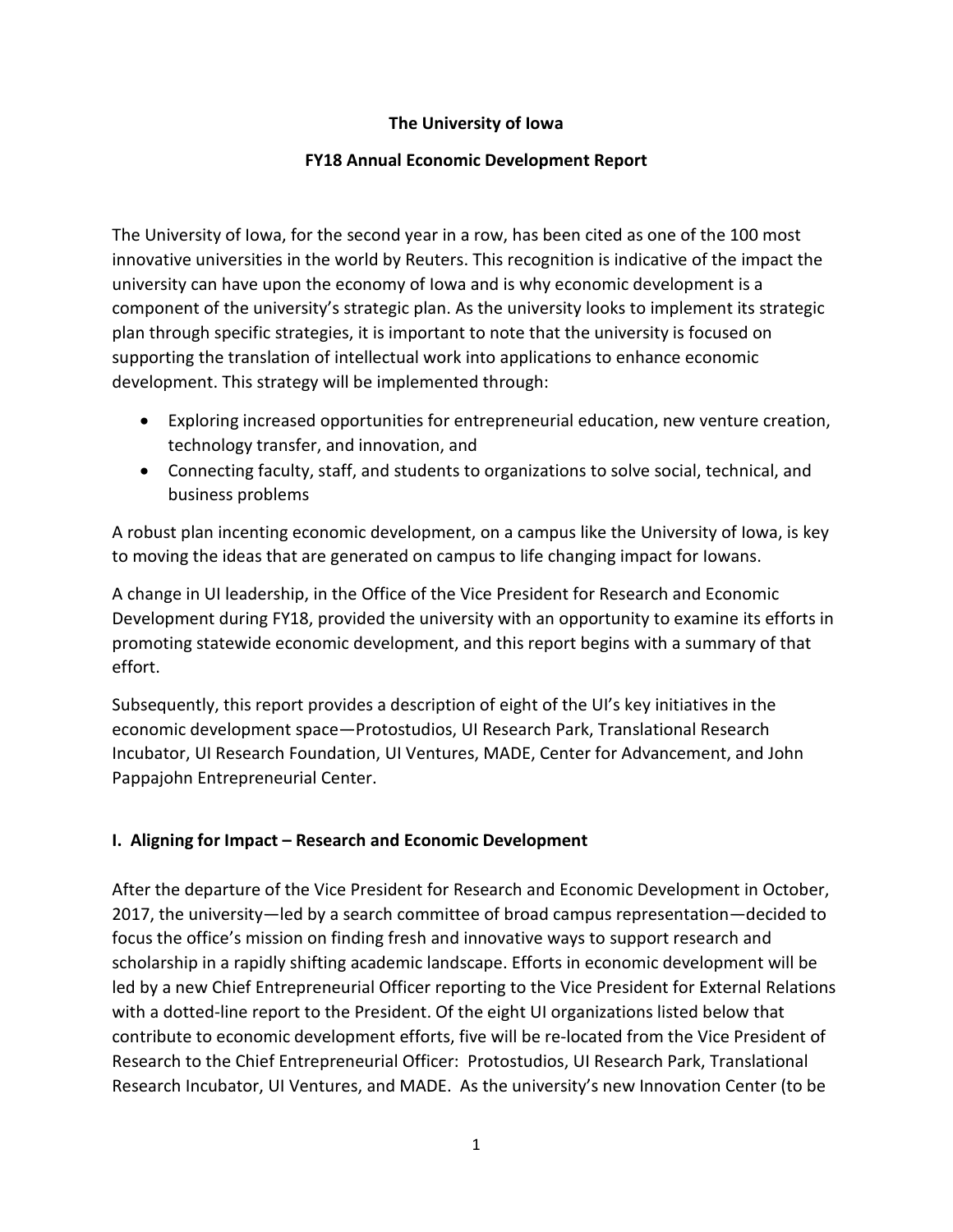**The University of Iowa**

**FY18 Annual Economic Development Report**

The University of Iowa, for the second year in a row, has been cited as one of the 100 most innovative universities in the world by Reuters. This recognition is indicative of the impact the university can have upon the economy of Iowa and is why economic development is a component of the university's strategic plan. As the university looks to implement its strategic plan through specific strategies, it is important to note that the university is focused on supporting the translation of intellectual work into applications to enhance economic development. This strategy will be implemented through:

- Exploring increased opportunities for entrepreneurial education, new venture creation, technology transfer, and innovation, and
- Connecting faculty, staff, and students to organizations to solve social, technical, and business problems

A robust plan incenting economic development, on a campus like the University of Iowa, is key to moving the ideas that are generated on campus to life changing impact for Iowans.

A change in UI leadership, in the Office of the Vice President for Research and Economic Development during FY18, provided the university with an opportunity to examine its efforts in promoting statewide economic development, and this report begins with a summary of that effort.

Subsequently, this report provides a description of eight of the UI's key initiatives in the economic development space—Protostudios, UI Research Park, Translational Research Incubator, UI Research Foundation, UI Ventures, MADE, Center for Advancement, and John Pappajohn Entrepreneurial Center.

## I. Aligning for Impact – Research and Economic Development

After the departure of the Vice President for Research and Economic Development in October, 2017, the university—led by a search committee of broad campus representation—decided to focus the office's mission on finding fresh and innovative ways to support research and scholarship in a rapidly shifting academic landscape. Efforts in economic development will be led by a new Chief Entrepreneurial Officer reporting to the Vice President for External Relations with a dotted-line report to the President. Of the eight UI organizations listed below that contribute to economic development efforts, five will be re-located from the Vice President of Research to the Chief Entrepreneurial Officer: Protostudios, UI Research Park, Translational Research Incubator, UI Ventures, and MADE. As the university's new Innovation Center (to be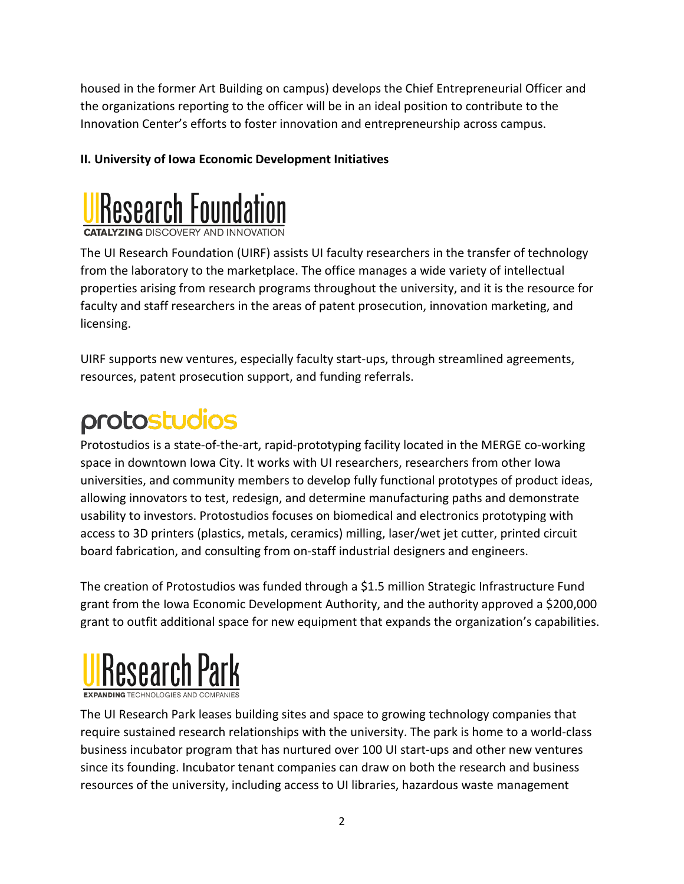housed in the former Art Building on campus) develops the Chief Entrepreneurial Officer and the organizations reporting to the officer will be in an ideal position to contribute to the Innovation Center's efforts to foster innovation and entrepreneurship across campus.

**II. University of Iowa Economic Development Initiatives**

## UI Research Foundation

**CATALYZING** DISCOVERY AND INNOVATION

The UI Research Foundation (UIRF) assists UI faculty researchers in the transfer of technology from the laboratory to the marketplace. The office manages a wide variety of intellectual properties arising from research programs throughout the university, and it is the resource for faculty and staff researchers in the areas of patent prosecution, innovation marketing, and licensing.

UIRF supports new ventures, especially faculty start-ups, through streamlined agreements, resources, patent prosecution support, and funding referrals.

## protostudios

Protostudios is a state-of-the-art, rapid-prototyping facility located in the MERGE co-working space in downtown Iowa City. It works with UI researchers, researchers from other Iowa universities, and community members to develop fully functional prototypes of product ideas, allowing innovators to test, redesign, and determine manufacturing paths and demonstrate usability to investors. Protostudios focuses on biomedical and electronics prototyping with access to 3D printers (plastics, metals, ceramics) milling, laser/wet jet cutter, printed circuit board fabrication, and consulting from on-staff industrial designers and engineers.

The creation of Protostudios was funded through a $1.5 million Strategic Infrastructure Fund grant from the Iowa Economic Development Authority, and the authority approved a $200,000 grant to outfit additional space for new equipment that expands the organization's capabilities.

## UI Research Park

**EXPANDING** TECHNOLOGIES AND COMPANIES

The UI Research Park leases building sites and space to growing technology companies that require sustained research relationships with the university. The park is home to a world-class business incubator program that has nurtured over 100 UI start-ups and other new ventures since its founding. Incubator tenant companies can draw on both the research and business resources of the university, including access to UI libraries, hazardous waste management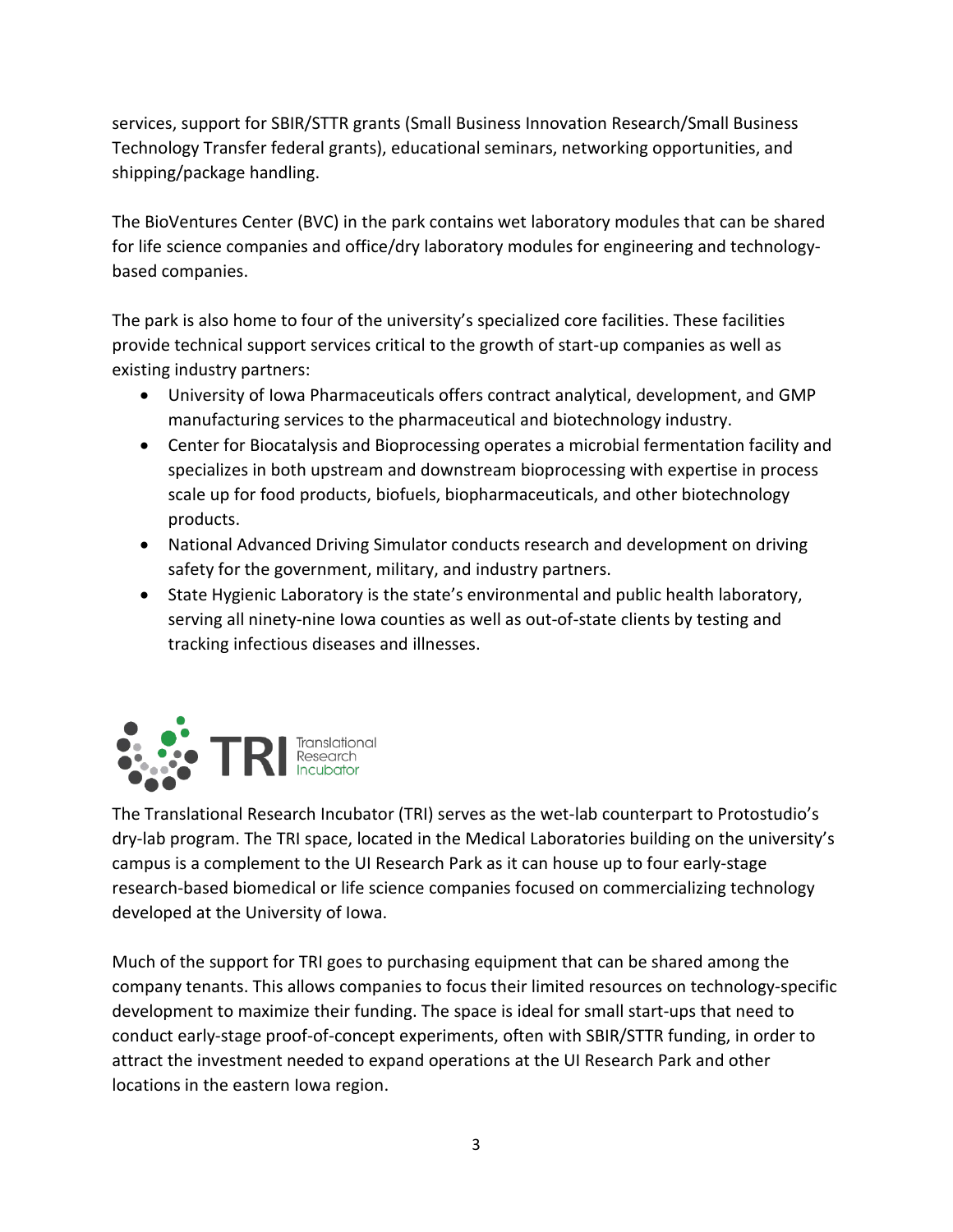services, support for SBIR/STTR grants (Small Business Innovation Research/Small Business Technology Transfer federal grants), educational seminars, networking opportunities, and shipping/package handling.

The BioVentures Center (BVC) in the park contains wet laboratory modules that can be shared for life science companies and office/dry laboratory modules for engineering and technology-based companies.

The park is also home to four of the university's specialized core facilities. These facilities provide technical support services critical to the growth of start-up companies as well as existing industry partners:

- University of Iowa Pharmaceuticals offers contract analytical, development, and GMP manufacturing services to the pharmaceutical and biotechnology industry.
- Center for Biocatalysis and Bioprocessing operates a microbial fermentation facility and specializes in both upstream and downstream bioprocessing with expertise in process scale up for food products, biofuels, biopharmaceuticals, and other biotechnology products.
- National Advanced Driving Simulator conducts research and development on driving safety for the government, military, and industry partners.
- State Hygienic Laboratory is the state's environmental and public health laboratory, serving all ninety-nine Iowa counties as well as out-of-state clients by testing and tracking infectious diseases and illnesses.

## TRI Translational Research Incubator

The Translational Research Incubator (TRI) serves as the wet-lab counterpart to Protostudio's dry-lab program. The TRI space, located in the Medical Laboratories building on the university's campus is a complement to the UI Research Park as it can house up to four early-stage research-based biomedical or life science companies focused on commercializing technology developed at the University of Iowa.

Much of the support for TRI goes to purchasing equipment that can be shared among the company tenants. This allows companies to focus their limited resources on technology-specific development to maximize their funding. The space is ideal for small start-ups that need to conduct early-stage proof-of-concept experiments, often with SBIR/STTR funding, in order to attract the investment needed to expand operations at the UI Research Park and other locations in the eastern Iowa region.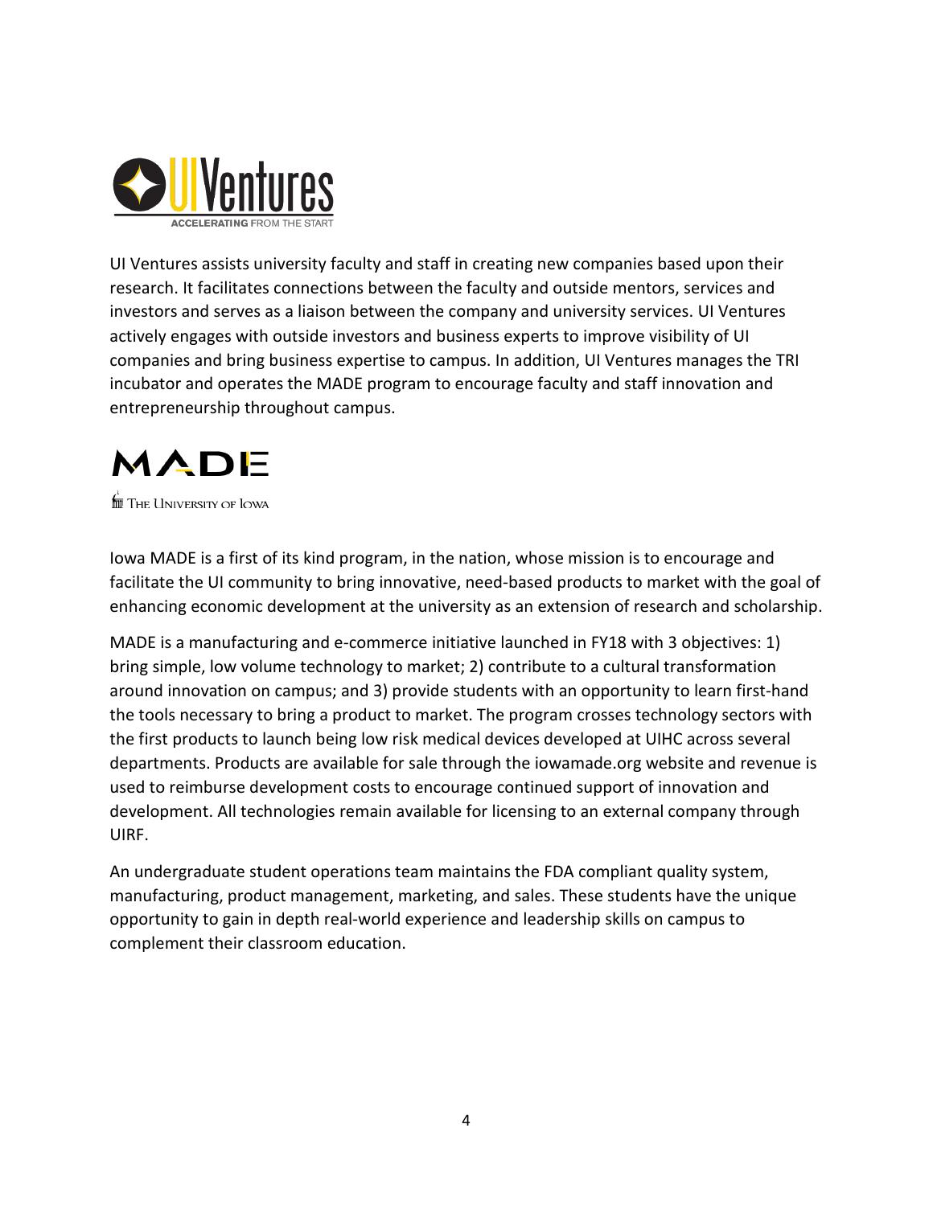# UI Ventures

ACCELERATING FROM THE START

UI Ventures assists university faculty and staff in creating new companies based upon their research. It facilitates connections between the faculty and outside mentors, services and investors and serves as a liaison between the company and university services. UI Ventures actively engages with outside investors and business experts to improve visibility of UI companies and bring business expertise to campus. In addition, UI Ventures manages the TRI incubator and operates the MADE program to encourage faculty and staff innovation and entrepreneurship throughout campus.

# MADE

The University of Iowa

Iowa MADE is a first of its kind program, in the nation, whose mission is to encourage and facilitate the UI community to bring innovative, need-based products to market with the goal of enhancing economic development at the university as an extension of research and scholarship.

MADE is a manufacturing and e-commerce initiative launched in FY18 with 3 objectives: 1) bring simple, low volume technology to market; 2) contribute to a cultural transformation around innovation on campus; and 3) provide students with an opportunity to learn first-hand the tools necessary to bring a product to market. The program crosses technology sectors with the first products to launch being low risk medical devices developed at UIHC across several departments. Products are available for sale through the iowamade.org website and revenue is used to reimburse development costs to encourage continued support of innovation and development. All technologies remain available for licensing to an external company through UIRF.

An undergraduate student operations team maintains the FDA compliant quality system, manufacturing, product management, marketing, and sales. These students have the unique opportunity to gain in depth real-world experience and leadership skills on campus to complement their classroom education.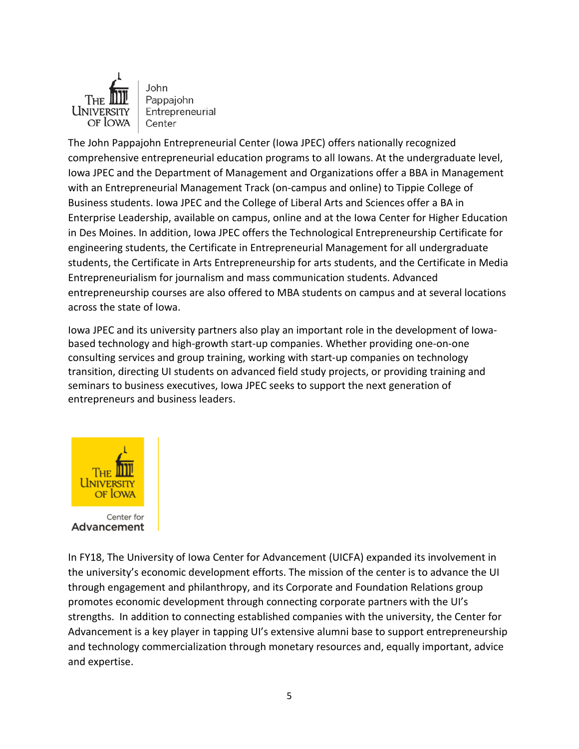The University of Iowa | John Pappajohn Entrepreneurial Center

The John Pappajohn Entrepreneurial Center (Iowa JPEC) offers nationally recognized comprehensive entrepreneurial education programs to all Iowans. At the undergraduate level, Iowa JPEC and the Department of Management and Organizations offer a BBA in Management with an Entrepreneurial Management Track (on-campus and online) to Tippie College of Business students. Iowa JPEC and the College of Liberal Arts and Sciences offer a BA in Enterprise Leadership, available on campus, online and at the Iowa Center for Higher Education in Des Moines. In addition, Iowa JPEC offers the Technological Entrepreneurship Certificate for engineering students, the Certificate in Entrepreneurial Management for all undergraduate students, the Certificate in Arts Entrepreneurship for arts students, and the Certificate in Media Entrepreneurialism for journalism and mass communication students. Advanced entrepreneurship courses are also offered to MBA students on campus and at several locations across the state of Iowa.

Iowa JPEC and its university partners also play an important role in the development of Iowa-based technology and high-growth start-up companies. Whether providing one-on-one consulting services and group training, working with start-up companies on technology transition, directing UI students on advanced field study projects, or providing training and seminars to business executives, Iowa JPEC seeks to support the next generation of entrepreneurs and business leaders.

The University of Iowa | Center for Advancement

In FY18, The University of Iowa Center for Advancement (UICFA) expanded its involvement in the university's economic development efforts. The mission of the center is to advance the UI through engagement and philanthropy, and its Corporate and Foundation Relations group promotes economic development through connecting corporate partners with the UI's strengths. In addition to connecting established companies with the university, the Center for Advancement is a key player in tapping UI's extensive alumni base to support entrepreneurship and technology commercialization through monetary resources and, equally important, advice and expertise.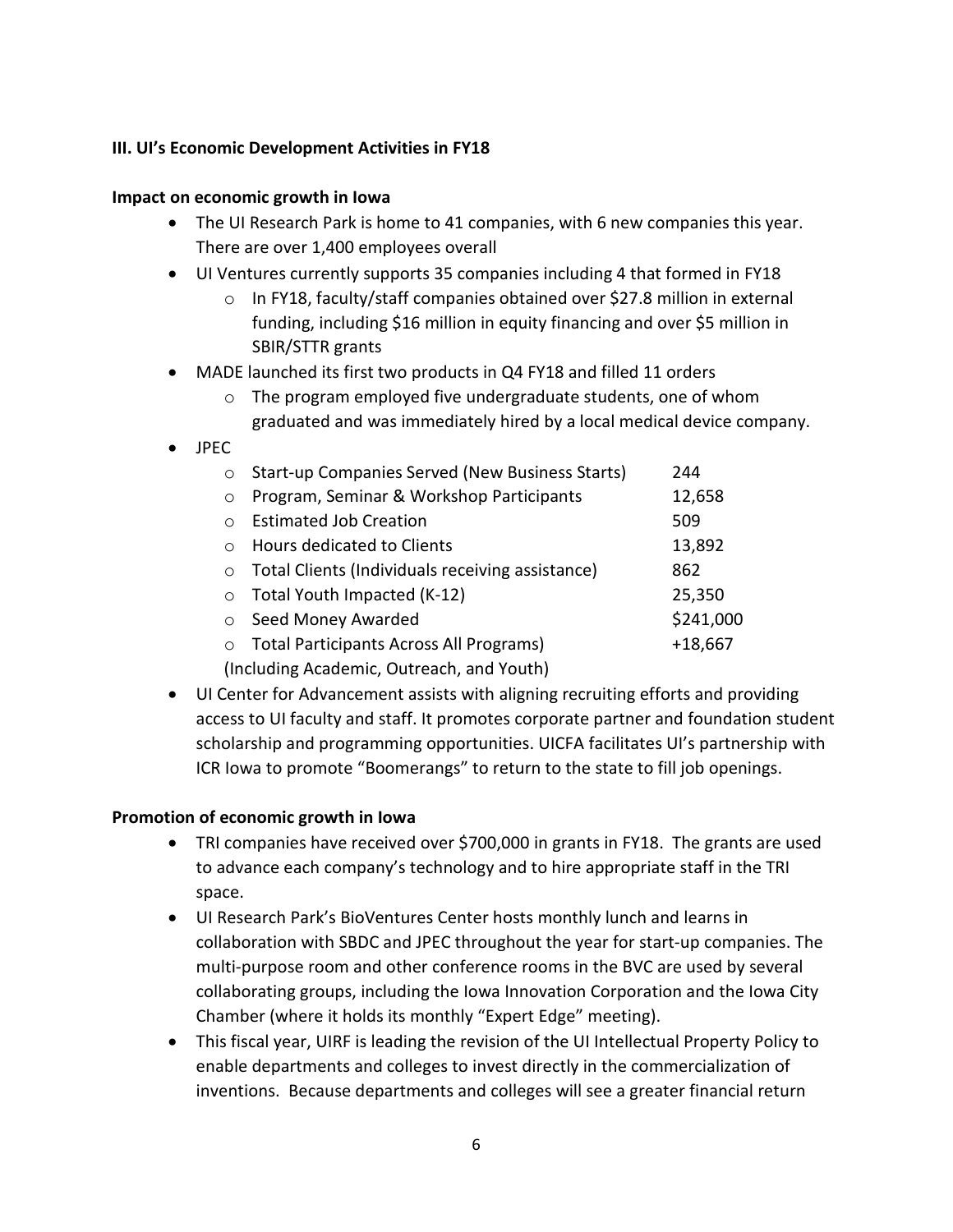**III. UI's Economic Development Activities in FY18**

**Impact on economic growth in Iowa**

- The UI Research Park is home to 41 companies, with 6 new companies this year. There are over 1,400 employees overall
- UI Ventures currently supports 35 companies including 4 that formed in FY18
  - In FY18, faculty/staff companies obtained over $27.8 million in external funding, including $16 million in equity financing and over $5 million in SBIR/STTR grants
- MADE launched its first two products in Q4 FY18 and filled 11 orders
  - The program employed five undergraduate students, one of whom graduated and was immediately hired by a local medical device company.
- JPEC
  - Start-up Companies Served (New Business Starts) 244
  - Program, Seminar & Workshop Participants 12,658
  - Estimated Job Creation 509
  - Hours dedicated to Clients 13,892
  - Total Clients (Individuals receiving assistance) 862
  - Total Youth Impacted (K-12) 25,350
  - Seed Money Awarded $241,000
  - Total Participants Across All Programs) +18,667

  (Including Academic, Outreach, and Youth)
- UI Center for Advancement assists with aligning recruiting efforts and providing access to UI faculty and staff. It promotes corporate partner and foundation student scholarship and programming opportunities. UICFA facilitates UI's partnership with ICR Iowa to promote "Boomerangs" to return to the state to fill job openings.

**Promotion of economic growth in Iowa**

- TRI companies have received over $700,000 in grants in FY18. The grants are used to advance each company's technology and to hire appropriate staff in the TRI space.
- UI Research Park's BioVentures Center hosts monthly lunch and learns in collaboration with SBDC and JPEC throughout the year for start-up companies. The multi-purpose room and other conference rooms in the BVC are used by several collaborating groups, including the Iowa Innovation Corporation and the Iowa City Chamber (where it holds its monthly "Expert Edge" meeting).
- This fiscal year, UIRF is leading the revision of the UI Intellectual Property Policy to enable departments and colleges to invest directly in the commercialization of inventions. Because departments and colleges will see a greater financial return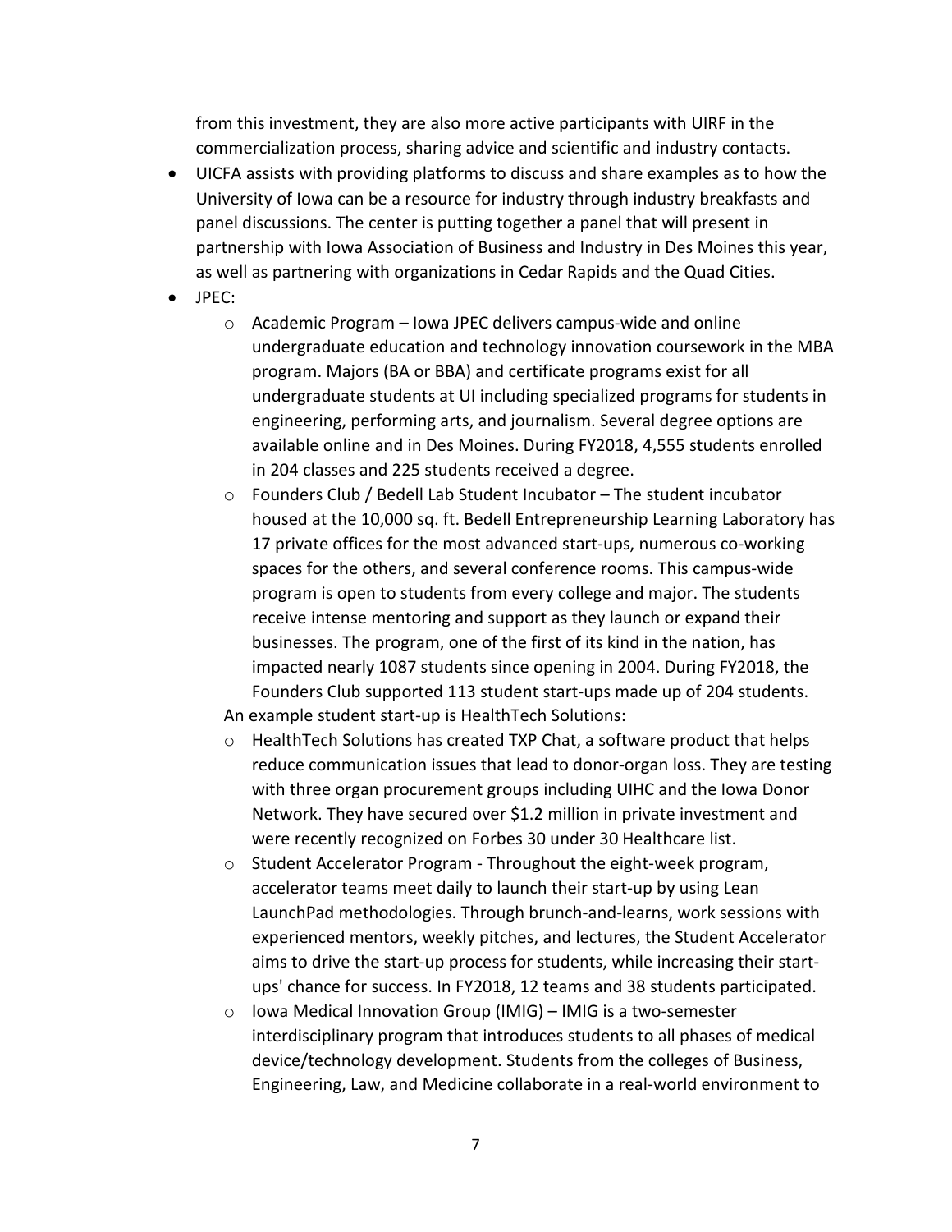from this investment, they are also more active participants with UIRF in the commercialization process, sharing advice and scientific and industry contacts.

- UICFA assists with providing platforms to discuss and share examples as to how the University of Iowa can be a resource for industry through industry breakfasts and panel discussions. The center is putting together a panel that will present in partnership with Iowa Association of Business and Industry in Des Moines this year, as well as partnering with organizations in Cedar Rapids and the Quad Cities.
- JPEC:
  - Academic Program – Iowa JPEC delivers campus-wide and online undergraduate education and technology innovation coursework in the MBA program. Majors (BA or BBA) and certificate programs exist for all undergraduate students at UI including specialized programs for students in engineering, performing arts, and journalism. Several degree options are available online and in Des Moines. During FY2018, 4,555 students enrolled in 204 classes and 225 students received a degree.
  - Founders Club / Bedell Lab Student Incubator – The student incubator housed at the 10,000 sq. ft. Bedell Entrepreneurship Learning Laboratory has 17 private offices for the most advanced start-ups, numerous co-working spaces for the others, and several conference rooms. This campus-wide program is open to students from every college and major. The students receive intense mentoring and support as they launch or expand their businesses. The program, one of the first of its kind in the nation, has impacted nearly 1087 students since opening in 2004. During FY2018, the Founders Club supported 113 student start-ups made up of 204 students.

  An example student start-up is HealthTech Solutions:

  - HealthTech Solutions has created TXP Chat, a software product that helps reduce communication issues that lead to donor-organ loss. They are testing with three organ procurement groups including UIHC and the Iowa Donor Network. They have secured over $1.2 million in private investment and were recently recognized on Forbes 30 under 30 Healthcare list.
  - Student Accelerator Program - Throughout the eight-week program, accelerator teams meet daily to launch their start-up by using Lean LaunchPad methodologies. Through brunch-and-learns, work sessions with experienced mentors, weekly pitches, and lectures, the Student Accelerator aims to drive the start-up process for students, while increasing their start-ups' chance for success. In FY2018, 12 teams and 38 students participated.
  - Iowa Medical Innovation Group (IMIG) – IMIG is a two-semester interdisciplinary program that introduces students to all phases of medical device/technology development. Students from the colleges of Business, Engineering, Law, and Medicine collaborate in a real-world environment to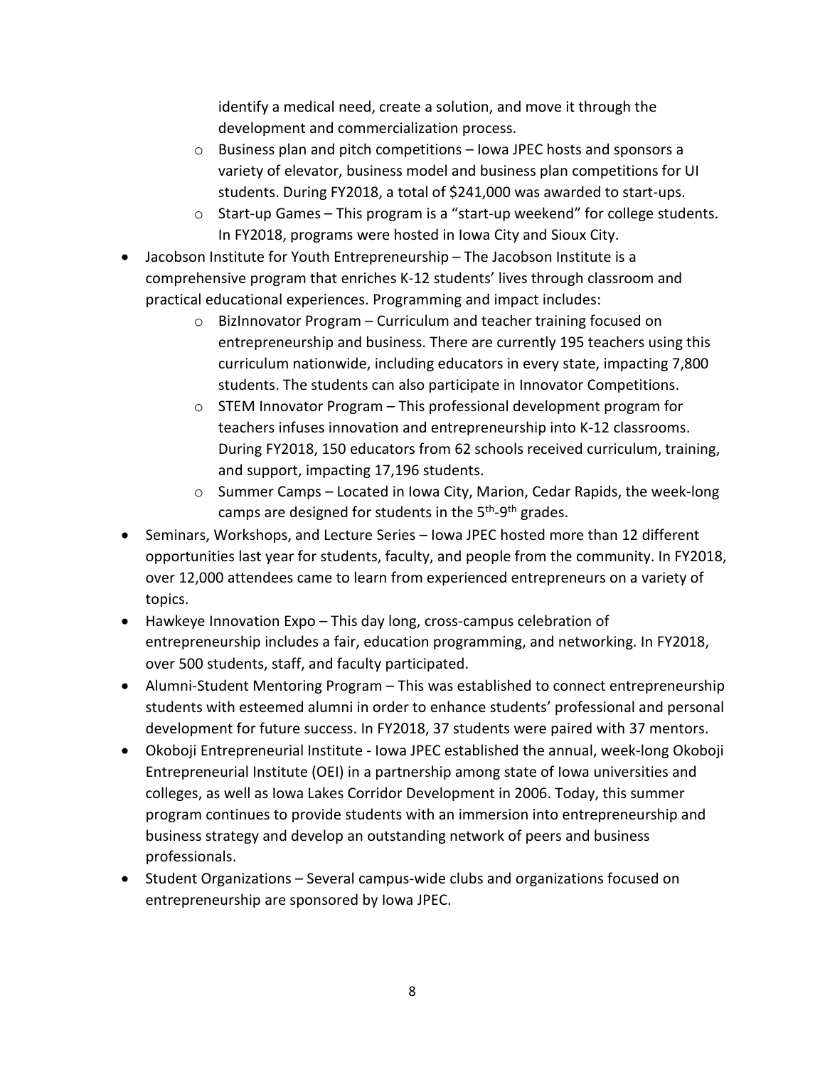identify a medical need, create a solution, and move it through the development and commercialization process.

  - Business plan and pitch competitions – Iowa JPEC hosts and sponsors a variety of elevator, business model and business plan competitions for UI students. During FY2018, a total of $241,000 was awarded to start-ups.
  - Start-up Games – This program is a "start-up weekend" for college students. In FY2018, programs were hosted in Iowa City and Sioux City.
- Jacobson Institute for Youth Entrepreneurship – The Jacobson Institute is a comprehensive program that enriches K-12 students' lives through classroom and practical educational experiences. Programming and impact includes:
  - BizInnovator Program – Curriculum and teacher training focused on entrepreneurship and business. There are currently 195 teachers using this curriculum nationwide, including educators in every state, impacting 7,800 students. The students can also participate in Innovator Competitions.
  - STEM Innovator Program – This professional development program for teachers infuses innovation and entrepreneurship into K-12 classrooms. During FY2018, 150 educators from 62 schools received curriculum, training, and support, impacting 17,196 students.
  - Summer Camps – Located in Iowa City, Marion, Cedar Rapids, the week-long camps are designed for students in the 5th-9th grades.
- Seminars, Workshops, and Lecture Series – Iowa JPEC hosted more than 12 different opportunities last year for students, faculty, and people from the community. In FY2018, over 12,000 attendees came to learn from experienced entrepreneurs on a variety of topics.
- Hawkeye Innovation Expo – This day long, cross-campus celebration of entrepreneurship includes a fair, education programming, and networking. In FY2018, over 500 students, staff, and faculty participated.
- Alumni-Student Mentoring Program – This was established to connect entrepreneurship students with esteemed alumni in order to enhance students' professional and personal development for future success. In FY2018, 37 students were paired with 37 mentors.
- Okoboji Entrepreneurial Institute - Iowa JPEC established the annual, week-long Okoboji Entrepreneurial Institute (OEI) in a partnership among state of Iowa universities and colleges, as well as Iowa Lakes Corridor Development in 2006. Today, this summer program continues to provide students with an immersion into entrepreneurship and business strategy and develop an outstanding network of peers and business professionals.
- Student Organizations – Several campus-wide clubs and organizations focused on entrepreneurship are sponsored by Iowa JPEC.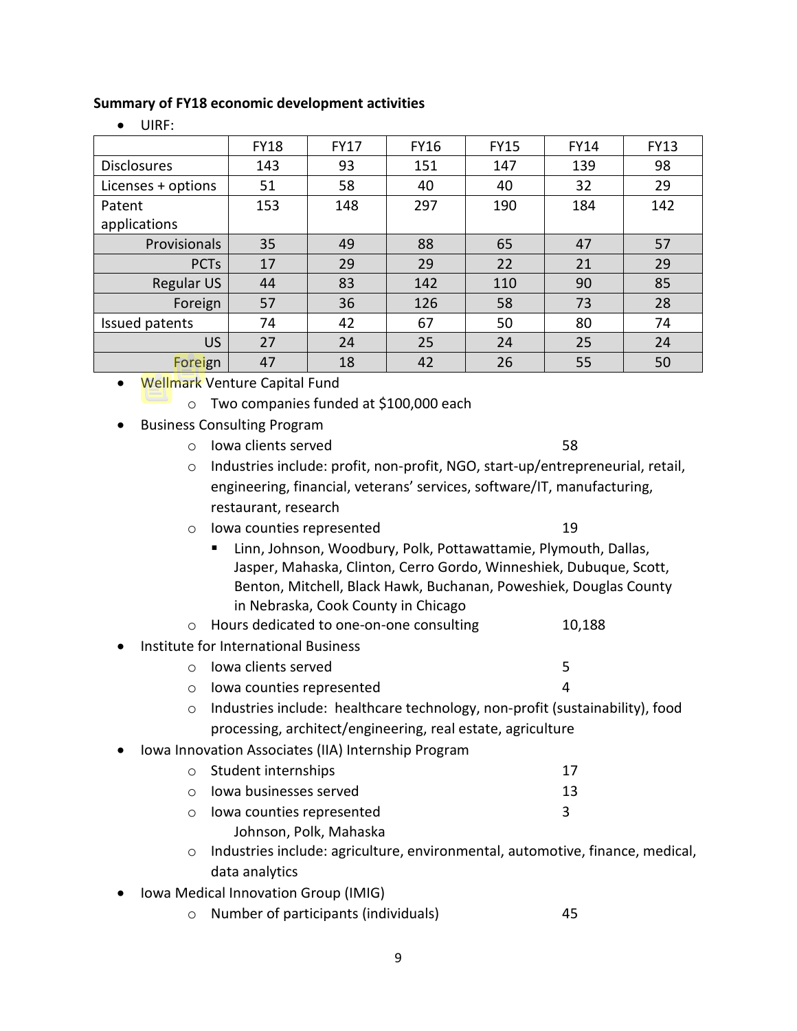**Summary of FY18 economic development activities**

- UIRF:

| | FY18 | FY17 | FY16 | FY15 | FY14 | FY13 |
|---|---|---|---|---|---|---|
| Disclosures | 143 | 93 | 151 | 147 | 139 | 98 |
| Licenses + options | 51 | 58 | 40 | 40 | 32 | 29 |
| Patent applications | 153 | 148 | 297 | 190 | 184 | 142 |
| Provisionals | 35 | 49 | 88 | 65 | 47 | 57 |
| PCTs | 17 | 29 | 29 | 22 | 21 | 29 |
| Regular US | 44 | 83 | 142 | 110 | 90 | 85 |
| Foreign | 57 | 36 | 126 | 58 | 73 | 28 |
| Issued patents | 74 | 42 | 67 | 50 | 80 | 74 |
| US | 27 | 24 | 25 | 24 | 25 | 24 |
| Foreign | 47 | 18 | 42 | 26 | 55 | 50 |

- Wellmark Venture Capital Fund
  - Two companies funded at $100,000 each
- Business Consulting Program
  - Iowa clients served 58
  - Industries include: profit, non-profit, NGO, start-up/entrepreneurial, retail, engineering, financial, veterans' services, software/IT, manufacturing, restaurant, research
  - Iowa counties represented 19
    - Linn, Johnson, Woodbury, Polk, Pottawattamie, Plymouth, Dallas, Jasper, Mahaska, Clinton, Cerro Gordo, Winneshiek, Dubuque, Scott, Benton, Mitchell, Black Hawk, Buchanan, Poweshiek, Douglas County in Nebraska, Cook County in Chicago
  - Hours dedicated to one-on-one consulting 10,188
- Institute for International Business
  - Iowa clients served 5
  - Iowa counties represented 4
  - Industries include: healthcare technology, non-profit (sustainability), food processing, architect/engineering, real estate, agriculture
- Iowa Innovation Associates (IIA) Internship Program
  - Student internships 17
  - Iowa businesses served 13
  - Iowa counties represented 3
    - Johnson, Polk, Mahaska
  - Industries include: agriculture, environmental, automotive, finance, medical, data analytics
- Iowa Medical Innovation Group (IMIG)
  - Number of participants (individuals) 45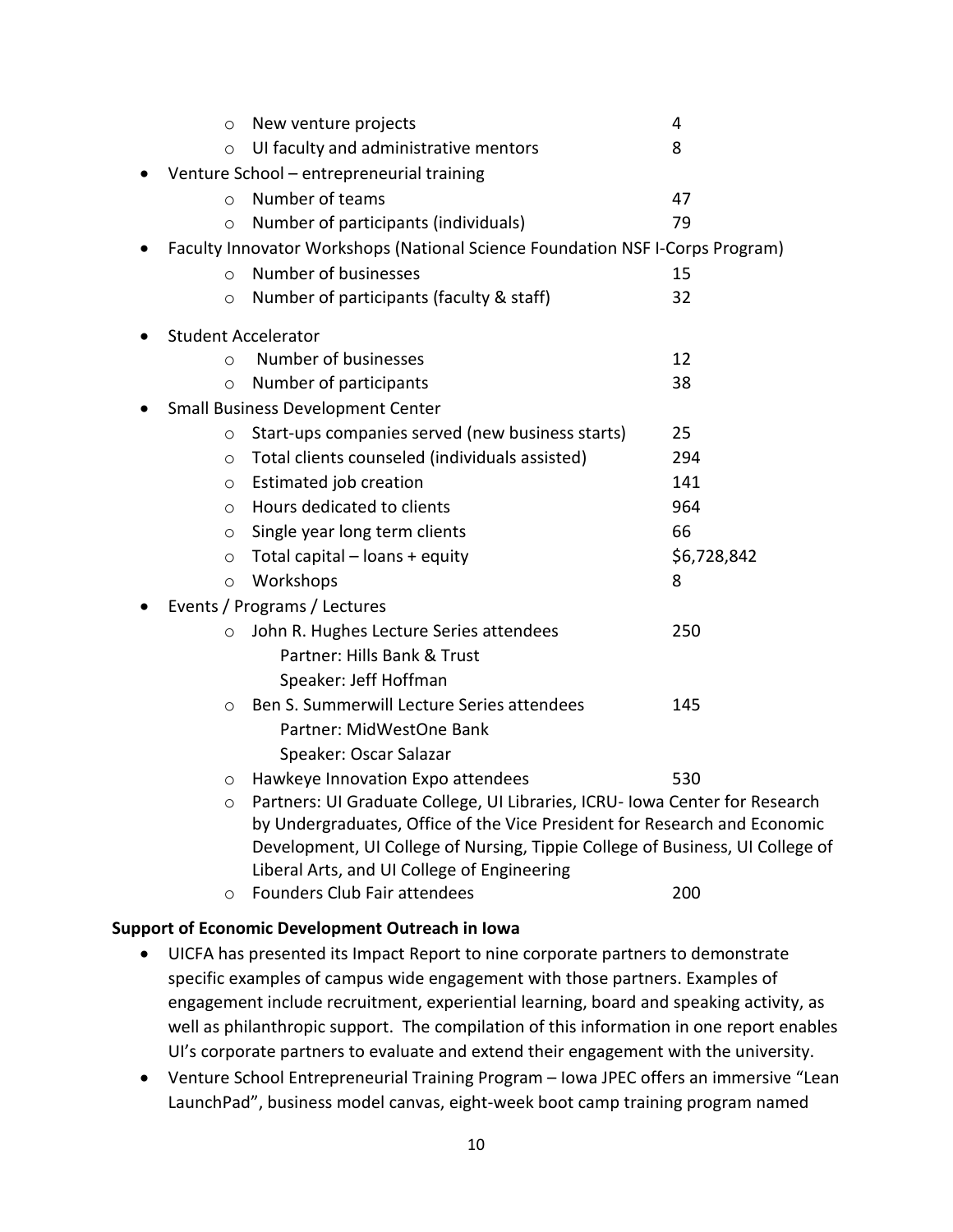- New venture projects 4
- UI faculty and administrative mentors 8

- Venture School – entrepreneurial training
  - Number of teams 47
  - Number of participants (individuals) 79
- Faculty Innovator Workshops (National Science Foundation NSF I-Corps Program)
  - Number of businesses 15
  - Number of participants (faculty & staff) 32
- Student Accelerator
  - Number of businesses 12
  - Number of participants 38
- Small Business Development Center
  - Start-ups companies served (new business starts) 25
  - Total clients counseled (individuals assisted) 294
  - Estimated job creation 141
  - Hours dedicated to clients 964
  - Single year long term clients 66
  - Total capital – loans + equity $6,728,842
  - Workshops 8
- Events / Programs / Lectures
  - John R. Hughes Lecture Series attendees 250
    Partner: Hills Bank & Trust
    Speaker: Jeff Hoffman
  - Ben S. Summerwill Lecture Series attendees 145
    Partner: MidWestOne Bank
    Speaker: Oscar Salazar
  - Hawkeye Innovation Expo attendees 530
  - Partners: UI Graduate College, UI Libraries, ICRU- Iowa Center for Research by Undergraduates, Office of the Vice President for Research and Economic Development, UI College of Nursing, Tippie College of Business, UI College of Liberal Arts, and UI College of Engineering
  - Founders Club Fair attendees 200

**Support of Economic Development Outreach in Iowa**

- UICFA has presented its Impact Report to nine corporate partners to demonstrate specific examples of campus wide engagement with those partners. Examples of engagement include recruitment, experiential learning, board and speaking activity, as well as philanthropic support. The compilation of this information in one report enables UI's corporate partners to evaluate and extend their engagement with the university.
- Venture School Entrepreneurial Training Program – Iowa JPEC offers an immersive "Lean LaunchPad", business model canvas, eight-week boot camp training program named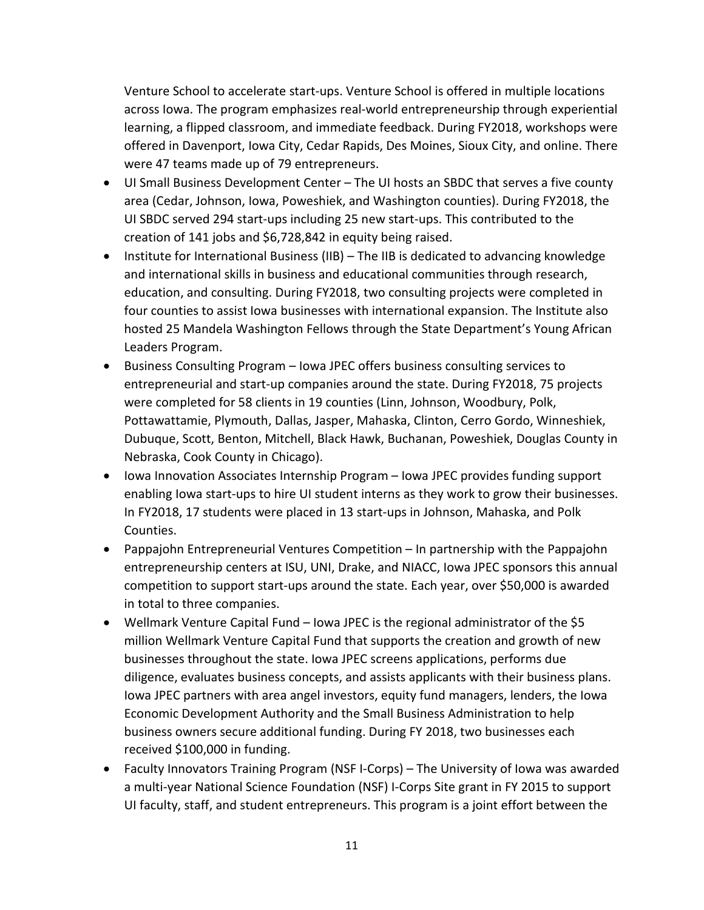Venture School to accelerate start-ups. Venture School is offered in multiple locations across Iowa. The program emphasizes real-world entrepreneurship through experiential learning, a flipped classroom, and immediate feedback. During FY2018, workshops were offered in Davenport, Iowa City, Cedar Rapids, Des Moines, Sioux City, and online. There were 47 teams made up of 79 entrepreneurs.

- UI Small Business Development Center – The UI hosts an SBDC that serves a five county area (Cedar, Johnson, Iowa, Poweshiek, and Washington counties). During FY2018, the UI SBDC served 294 start-ups including 25 new start-ups. This contributed to the creation of 141 jobs and $6,728,842 in equity being raised.
- Institute for International Business (IIB) – The IIB is dedicated to advancing knowledge and international skills in business and educational communities through research, education, and consulting. During FY2018, two consulting projects were completed in four counties to assist Iowa businesses with international expansion. The Institute also hosted 25 Mandela Washington Fellows through the State Department's Young African Leaders Program.
- Business Consulting Program – Iowa JPEC offers business consulting services to entrepreneurial and start-up companies around the state. During FY2018, 75 projects were completed for 58 clients in 19 counties (Linn, Johnson, Woodbury, Polk, Pottawattamie, Plymouth, Dallas, Jasper, Mahaska, Clinton, Cerro Gordo, Winneshiek, Dubuque, Scott, Benton, Mitchell, Black Hawk, Buchanan, Poweshiek, Douglas County in Nebraska, Cook County in Chicago).
- Iowa Innovation Associates Internship Program – Iowa JPEC provides funding support enabling Iowa start-ups to hire UI student interns as they work to grow their businesses. In FY2018, 17 students were placed in 13 start-ups in Johnson, Mahaska, and Polk Counties.
- Pappajohn Entrepreneurial Ventures Competition – In partnership with the Pappajohn entrepreneurship centers at ISU, UNI, Drake, and NIACC, Iowa JPEC sponsors this annual competition to support start-ups around the state. Each year, over $50,000 is awarded in total to three companies.
- Wellmark Venture Capital Fund – Iowa JPEC is the regional administrator of the $5 million Wellmark Venture Capital Fund that supports the creation and growth of new businesses throughout the state. Iowa JPEC screens applications, performs due diligence, evaluates business concepts, and assists applicants with their business plans. Iowa JPEC partners with area angel investors, equity fund managers, lenders, the Iowa Economic Development Authority and the Small Business Administration to help business owners secure additional funding. During FY 2018, two businesses each received $100,000 in funding.
- Faculty Innovators Training Program (NSF I-Corps) – The University of Iowa was awarded a multi-year National Science Foundation (NSF) I-Corps Site grant in FY 2015 to support UI faculty, staff, and student entrepreneurs. This program is a joint effort between the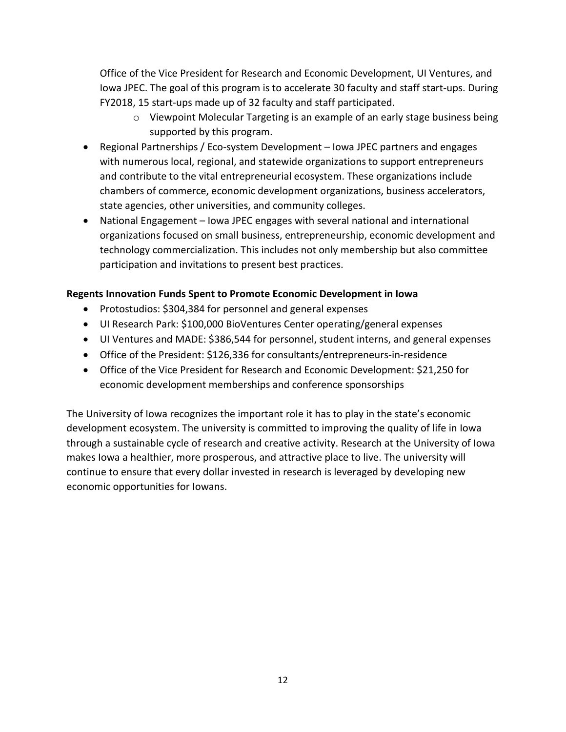Office of the Vice President for Research and Economic Development, UI Ventures, and Iowa JPEC. The goal of this program is to accelerate 30 faculty and staff start-ups. During FY2018, 15 start-ups made up of 32 faculty and staff participated.

  - Viewpoint Molecular Targeting is an example of an early stage business being supported by this program.

- Regional Partnerships / Eco-system Development – Iowa JPEC partners and engages with numerous local, regional, and statewide organizations to support entrepreneurs and contribute to the vital entrepreneurial ecosystem. These organizations include chambers of commerce, economic development organizations, business accelerators, state agencies, other universities, and community colleges.
- National Engagement – Iowa JPEC engages with several national and international organizations focused on small business, entrepreneurship, economic development and technology commercialization. This includes not only membership but also committee participation and invitations to present best practices.

**Regents Innovation Funds Spent to Promote Economic Development in Iowa**

- Protostudios: $304,384 for personnel and general expenses
- UI Research Park: $100,000 BioVentures Center operating/general expenses
- UI Ventures and MADE: $386,544 for personnel, student interns, and general expenses
- Office of the President: $126,336 for consultants/entrepreneurs-in-residence
- Office of the Vice President for Research and Economic Development: $21,250 for economic development memberships and conference sponsorships

The University of Iowa recognizes the important role it has to play in the state's economic development ecosystem. The university is committed to improving the quality of life in Iowa through a sustainable cycle of research and creative activity. Research at the University of Iowa makes Iowa a healthier, more prosperous, and attractive place to live. The university will continue to ensure that every dollar invested in research is leveraged by developing new economic opportunities for Iowans.